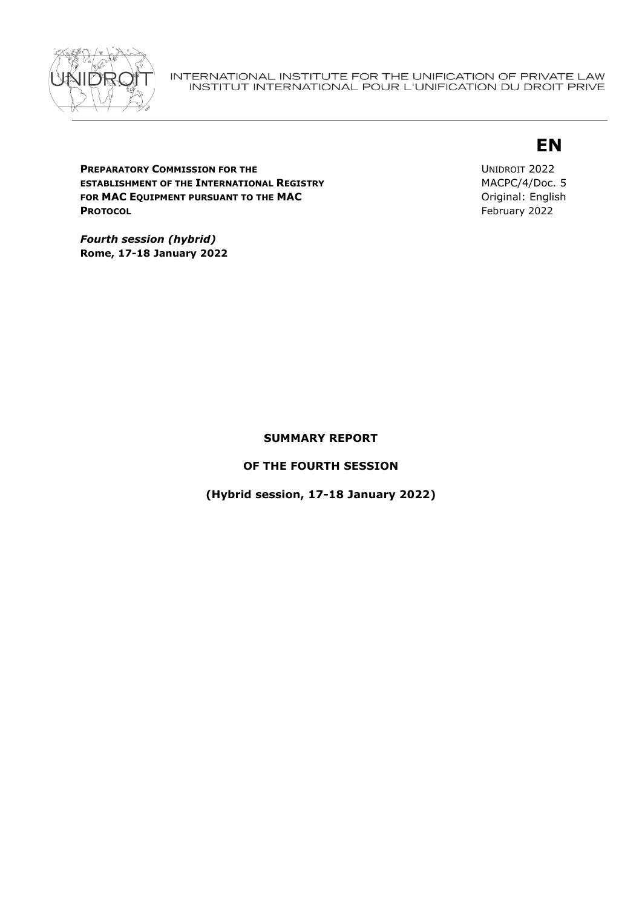INTERNATIONAL INSTITUTE FOR THE UNIFICATION OF PRIVATE LAW
INSTITUT INTERNATIONAL POUR L'UNIFICATION DU DROIT PRIVE

**EN**

**PREPARATORY COMMISSION FOR THE ESTABLISHMENT OF THE INTERNATIONAL REGISTRY FOR MAC EQUIPMENT PURSUANT TO THE MAC PROTOCOL**

UNIDROIT 2022
MACPC/4/Doc. 5
Original: English
February 2022

***Fourth session (hybrid)***
**Rome, 17-18 January 2022**

# SUMMARY REPORT

## OF THE FOURTH SESSION

**(Hybrid session, 17-18 January 2022)**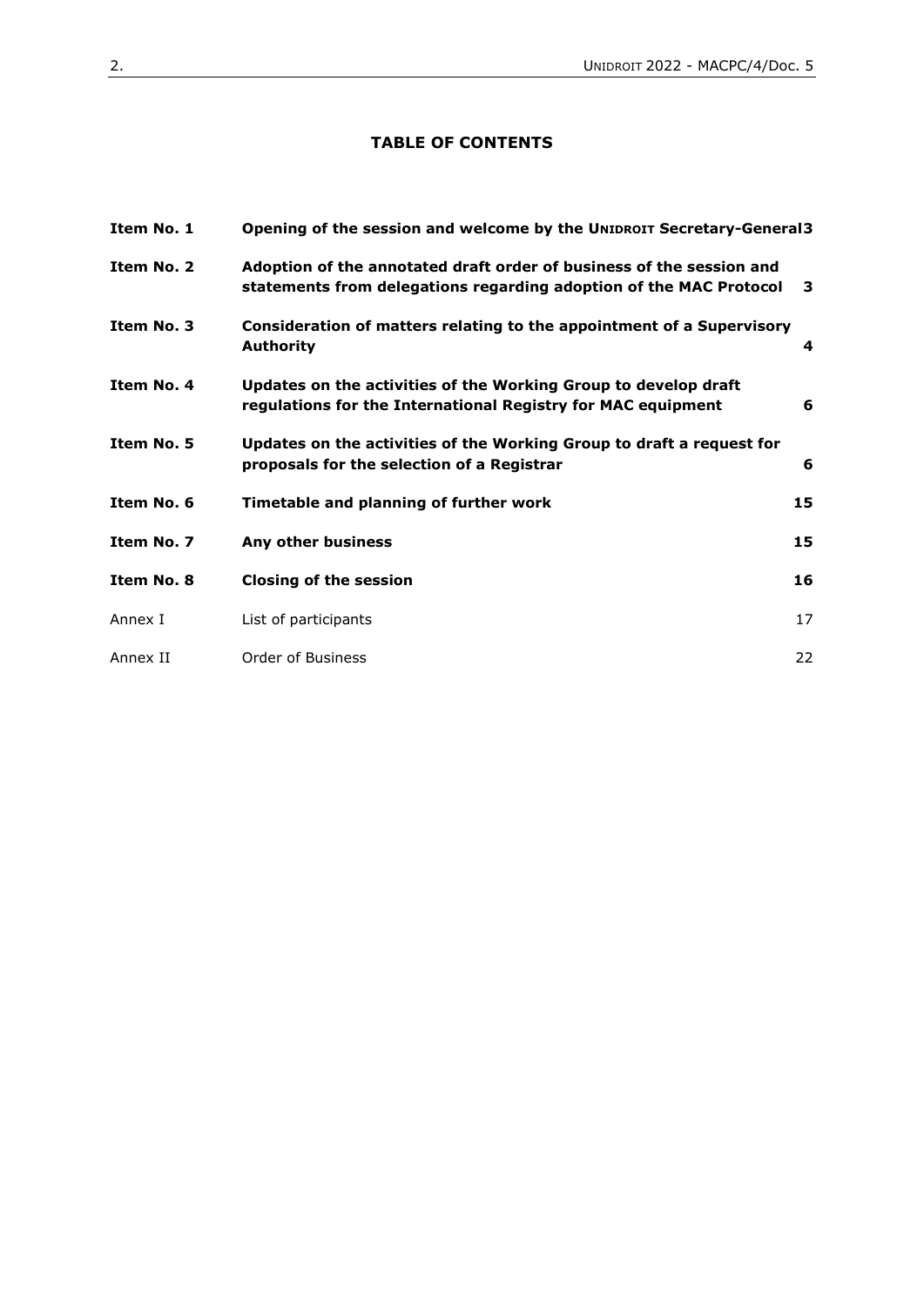## TABLE OF CONTENTS

| | | |
|---|---|---|
| **Item No. 1** | **Opening of the session and welcome by the UNIDROIT Secretary-General** | **3** |
| **Item No. 2** | **Adoption of the annotated draft order of business of the session and statements from delegations regarding adoption of the MAC Protocol** | **3** |
| **Item No. 3** | **Consideration of matters relating to the appointment of a Supervisory Authority** | **4** |
| **Item No. 4** | **Updates on the activities of the Working Group to develop draft regulations for the International Registry for MAC equipment** | **6** |
| **Item No. 5** | **Updates on the activities of the Working Group to draft a request for proposals for the selection of a Registrar** | **6** |
| **Item No. 6** | **Timetable and planning of further work** | **15** |
| **Item No. 7** | **Any other business** | **15** |
| **Item No. 8** | **Closing of the session** | **16** |
| Annex I | List of participants | 17 |
| Annex II | Order of Business | 22 |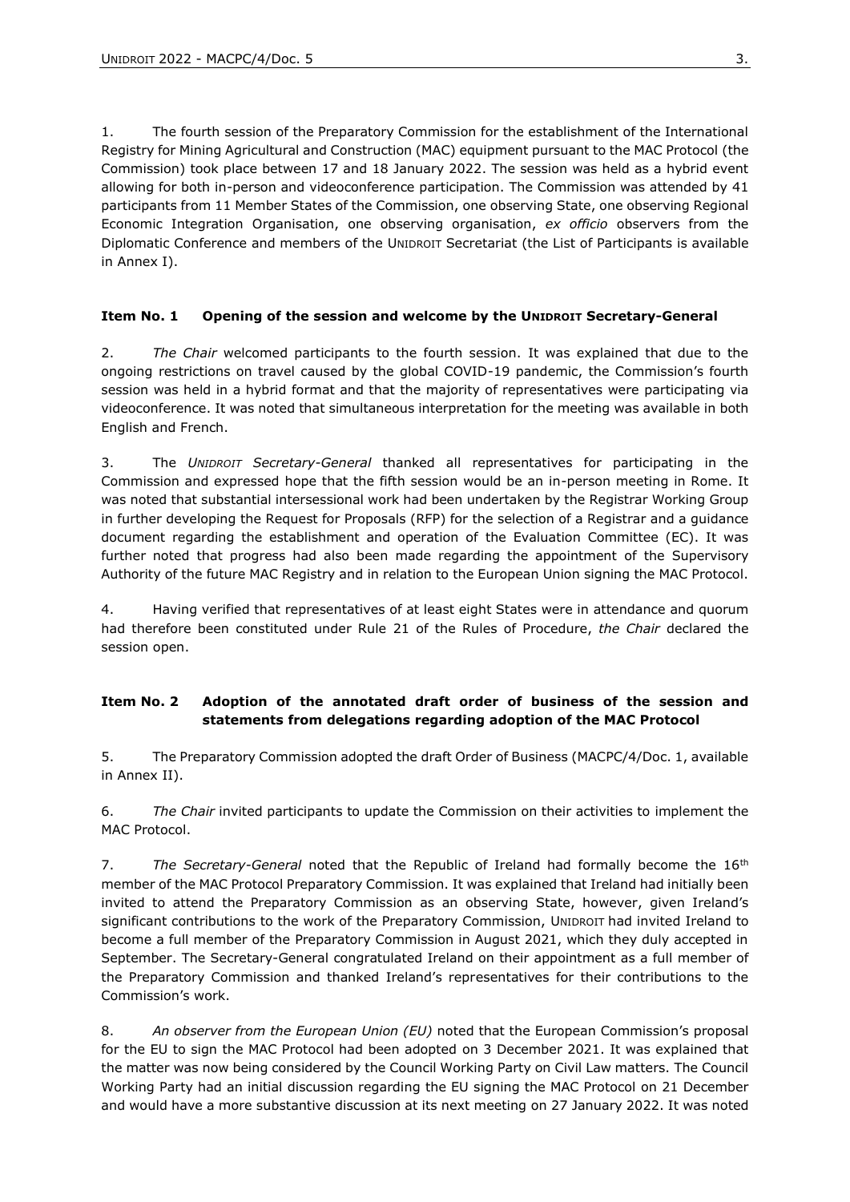1. The fourth session of the Preparatory Commission for the establishment of the International Registry for Mining Agricultural and Construction (MAC) equipment pursuant to the MAC Protocol (the Commission) took place between 17 and 18 January 2022. The session was held as a hybrid event allowing for both in-person and videoconference participation. The Commission was attended by 41 participants from 11 Member States of the Commission, one observing State, one observing Regional Economic Integration Organisation, one observing organisation, *ex officio* observers from the Diplomatic Conference and members of the UNIDROIT Secretariat (the List of Participants is available in Annex I).

**Item No. 1 Opening of the session and welcome by the UNIDROIT Secretary-General**

2. *The Chair* welcomed participants to the fourth session. It was explained that due to the ongoing restrictions on travel caused by the global COVID-19 pandemic, the Commission's fourth session was held in a hybrid format and that the majority of representatives were participating via videoconference. It was noted that simultaneous interpretation for the meeting was available in both English and French.

3. The *UNIDROIT Secretary-General* thanked all representatives for participating in the Commission and expressed hope that the fifth session would be an in-person meeting in Rome. It was noted that substantial intersessional work had been undertaken by the Registrar Working Group in further developing the Request for Proposals (RFP) for the selection of a Registrar and a guidance document regarding the establishment and operation of the Evaluation Committee (EC). It was further noted that progress had also been made regarding the appointment of the Supervisory Authority of the future MAC Registry and in relation to the European Union signing the MAC Protocol.

4. Having verified that representatives of at least eight States were in attendance and quorum had therefore been constituted under Rule 21 of the Rules of Procedure, *the Chair* declared the session open.

**Item No. 2 Adoption of the annotated draft order of business of the session and statements from delegations regarding adoption of the MAC Protocol**

5. The Preparatory Commission adopted the draft Order of Business (MACPC/4/Doc. 1, available in Annex II).

6. *The Chair* invited participants to update the Commission on their activities to implement the MAC Protocol.

7. *The Secretary-General* noted that the Republic of Ireland had formally become the 16th member of the MAC Protocol Preparatory Commission. It was explained that Ireland had initially been invited to attend the Preparatory Commission as an observing State, however, given Ireland's significant contributions to the work of the Preparatory Commission, UNIDROIT had invited Ireland to become a full member of the Preparatory Commission in August 2021, which they duly accepted in September. The Secretary-General congratulated Ireland on their appointment as a full member of the Preparatory Commission and thanked Ireland's representatives for their contributions to the Commission's work.

8. *An observer from the European Union (EU)* noted that the European Commission's proposal for the EU to sign the MAC Protocol had been adopted on 3 December 2021. It was explained that the matter was now being considered by the Council Working Party on Civil Law matters. The Council Working Party had an initial discussion regarding the EU signing the MAC Protocol on 21 December and would have a more substantive discussion at its next meeting on 27 January 2022. It was noted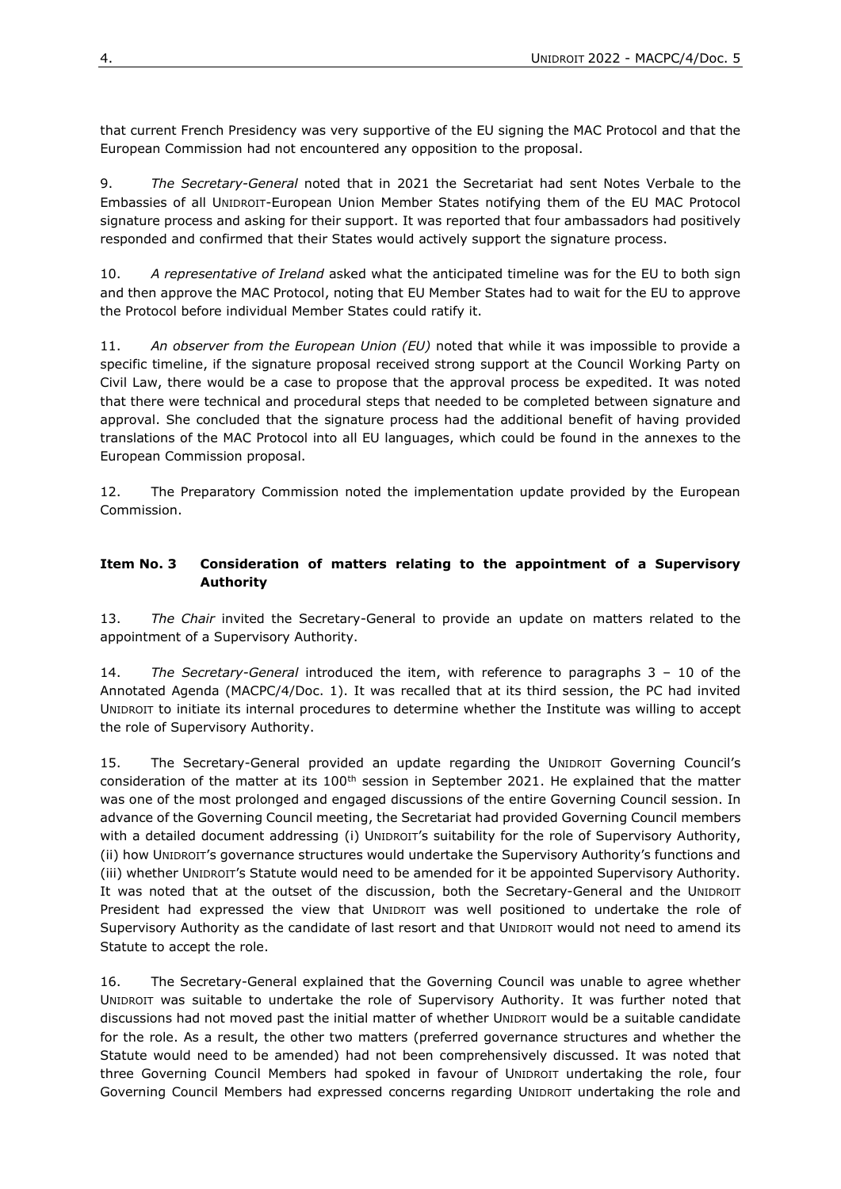that current French Presidency was very supportive of the EU signing the MAC Protocol and that the European Commission had not encountered any opposition to the proposal.

9. *The Secretary-General* noted that in 2021 the Secretariat had sent Notes Verbale to the Embassies of all UNIDROIT-European Union Member States notifying them of the EU MAC Protocol signature process and asking for their support. It was reported that four ambassadors had positively responded and confirmed that their States would actively support the signature process.

10. *A representative of Ireland* asked what the anticipated timeline was for the EU to both sign and then approve the MAC Protocol, noting that EU Member States had to wait for the EU to approve the Protocol before individual Member States could ratify it.

11. *An observer from the European Union (EU)* noted that while it was impossible to provide a specific timeline, if the signature proposal received strong support at the Council Working Party on Civil Law, there would be a case to propose that the approval process be expedited. It was noted that there were technical and procedural steps that needed to be completed between signature and approval. She concluded that the signature process had the additional benefit of having provided translations of the MAC Protocol into all EU languages, which could be found in the annexes to the European Commission proposal.

12. The Preparatory Commission noted the implementation update provided by the European Commission.

### Item No. 3 Consideration of matters relating to the appointment of a Supervisory Authority

13. *The Chair* invited the Secretary-General to provide an update on matters related to the appointment of a Supervisory Authority.

14. *The Secretary-General* introduced the item, with reference to paragraphs 3 – 10 of the Annotated Agenda (MACPC/4/Doc. 1). It was recalled that at its third session, the PC had invited UNIDROIT to initiate its internal procedures to determine whether the Institute was willing to accept the role of Supervisory Authority.

15. The Secretary-General provided an update regarding the UNIDROIT Governing Council's consideration of the matter at its 100th session in September 2021. He explained that the matter was one of the most prolonged and engaged discussions of the entire Governing Council session. In advance of the Governing Council meeting, the Secretariat had provided Governing Council members with a detailed document addressing (i) UNIDROIT's suitability for the role of Supervisory Authority, (ii) how UNIDROIT's governance structures would undertake the Supervisory Authority's functions and (iii) whether UNIDROIT's Statute would need to be amended for it be appointed Supervisory Authority. It was noted that at the outset of the discussion, both the Secretary-General and the UNIDROIT President had expressed the view that UNIDROIT was well positioned to undertake the role of Supervisory Authority as the candidate of last resort and that UNIDROIT would not need to amend its Statute to accept the role.

16. The Secretary-General explained that the Governing Council was unable to agree whether UNIDROIT was suitable to undertake the role of Supervisory Authority. It was further noted that discussions had not moved past the initial matter of whether UNIDROIT would be a suitable candidate for the role. As a result, the other two matters (preferred governance structures and whether the Statute would need to be amended) had not been comprehensively discussed. It was noted that three Governing Council Members had spoked in favour of UNIDROIT undertaking the role, four Governing Council Members had expressed concerns regarding UNIDROIT undertaking the role and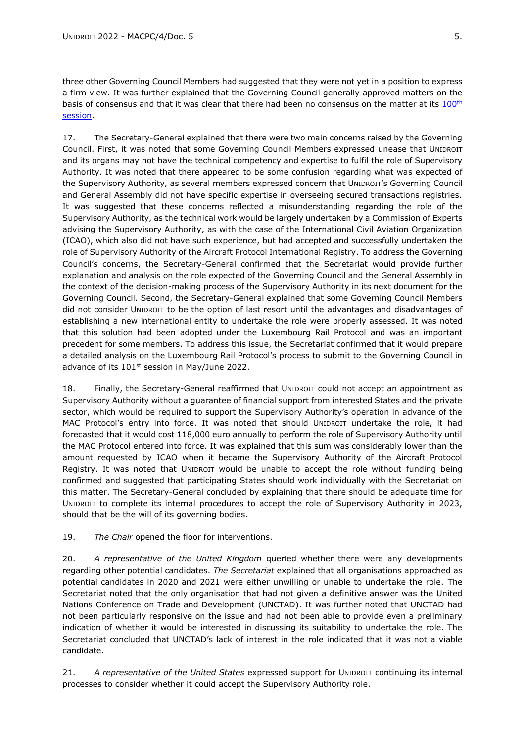three other Governing Council Members had suggested that they were not yet in a position to express a firm view. It was further explained that the Governing Council generally approved matters on the basis of consensus and that it was clear that there had been no consensus on the matter at its [100th session](#).

17. The Secretary-General explained that there were two main concerns raised by the Governing Council. First, it was noted that some Governing Council Members expressed unease that UNIDROIT and its organs may not have the technical competency and expertise to fulfil the role of Supervisory Authority. It was noted that there appeared to be some confusion regarding what was expected of the Supervisory Authority, as several members expressed concern that UNIDROIT's Governing Council and General Assembly did not have specific expertise in overseeing secured transactions registries. It was suggested that these concerns reflected a misunderstanding regarding the role of the Supervisory Authority, as the technical work would be largely undertaken by a Commission of Experts advising the Supervisory Authority, as with the case of the International Civil Aviation Organization (ICAO), which also did not have such experience, but had accepted and successfully undertaken the role of Supervisory Authority of the Aircraft Protocol International Registry. To address the Governing Council's concerns, the Secretary-General confirmed that the Secretariat would provide further explanation and analysis on the role expected of the Governing Council and the General Assembly in the context of the decision-making process of the Supervisory Authority in its next document for the Governing Council. Second, the Secretary-General explained that some Governing Council Members did not consider UNIDROIT to be the option of last resort until the advantages and disadvantages of establishing a new international entity to undertake the role were properly assessed. It was noted that this solution had been adopted under the Luxembourg Rail Protocol and was an important precedent for some members. To address this issue, the Secretariat confirmed that it would prepare a detailed analysis on the Luxembourg Rail Protocol's process to submit to the Governing Council in advance of its 101st session in May/June 2022.

18. Finally, the Secretary-General reaffirmed that UNIDROIT could not accept an appointment as Supervisory Authority without a guarantee of financial support from interested States and the private sector, which would be required to support the Supervisory Authority's operation in advance of the MAC Protocol's entry into force. It was noted that should UNIDROIT undertake the role, it had forecasted that it would cost 118,000 euro annually to perform the role of Supervisory Authority until the MAC Protocol entered into force. It was explained that this sum was considerably lower than the amount requested by ICAO when it became the Supervisory Authority of the Aircraft Protocol Registry. It was noted that UNIDROIT would be unable to accept the role without funding being confirmed and suggested that participating States should work individually with the Secretariat on this matter. The Secretary-General concluded by explaining that there should be adequate time for UNIDROIT to complete its internal procedures to accept the role of Supervisory Authority in 2023, should that be the will of its governing bodies.

19. *The Chair* opened the floor for interventions.

20. *A representative of the United Kingdom* queried whether there were any developments regarding other potential candidates. *The Secretariat* explained that all organisations approached as potential candidates in 2020 and 2021 were either unwilling or unable to undertake the role. The Secretariat noted that the only organisation that had not given a definitive answer was the United Nations Conference on Trade and Development (UNCTAD). It was further noted that UNCTAD had not been particularly responsive on the issue and had not been able to provide even a preliminary indication of whether it would be interested in discussing its suitability to undertake the role. The Secretariat concluded that UNCTAD's lack of interest in the role indicated that it was not a viable candidate.

21. *A representative of the United States* expressed support for UNIDROIT continuing its internal processes to consider whether it could accept the Supervisory Authority role.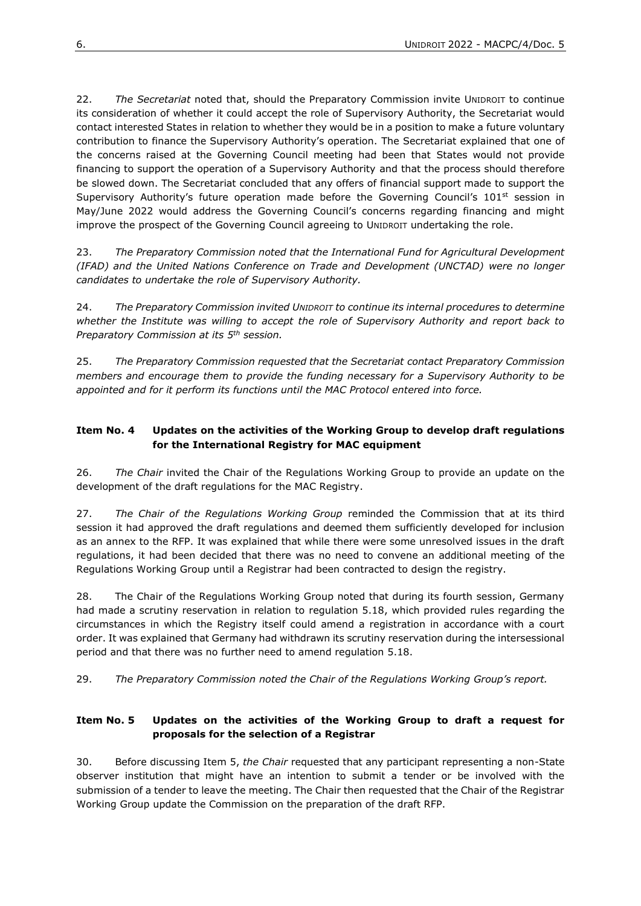22. *The Secretariat* noted that, should the Preparatory Commission invite UNIDROIT to continue its consideration of whether it could accept the role of Supervisory Authority, the Secretariat would contact interested States in relation to whether they would be in a position to make a future voluntary contribution to finance the Supervisory Authority's operation. The Secretariat explained that one of the concerns raised at the Governing Council meeting had been that States would not provide financing to support the operation of a Supervisory Authority and that the process should therefore be slowed down. The Secretariat concluded that any offers of financial support made to support the Supervisory Authority's future operation made before the Governing Council's 101st session in May/June 2022 would address the Governing Council's concerns regarding financing and might improve the prospect of the Governing Council agreeing to UNIDROIT undertaking the role.

23. *The Preparatory Commission noted that the International Fund for Agricultural Development (IFAD) and the United Nations Conference on Trade and Development (UNCTAD) were no longer candidates to undertake the role of Supervisory Authority.*

24. *The Preparatory Commission invited UNIDROIT to continue its internal procedures to determine whether the Institute was willing to accept the role of Supervisory Authority and report back to Preparatory Commission at its 5th session.*

25. *The Preparatory Commission requested that the Secretariat contact Preparatory Commission members and encourage them to provide the funding necessary for a Supervisory Authority to be appointed and for it perform its functions until the MAC Protocol entered into force.*

### Item No. 4 Updates on the activities of the Working Group to develop draft regulations for the International Registry for MAC equipment

26. *The Chair* invited the Chair of the Regulations Working Group to provide an update on the development of the draft regulations for the MAC Registry.

27. *The Chair of the Regulations Working Group* reminded the Commission that at its third session it had approved the draft regulations and deemed them sufficiently developed for inclusion as an annex to the RFP. It was explained that while there were some unresolved issues in the draft regulations, it had been decided that there was no need to convene an additional meeting of the Regulations Working Group until a Registrar had been contracted to design the registry.

28. The Chair of the Regulations Working Group noted that during its fourth session, Germany had made a scrutiny reservation in relation to regulation 5.18, which provided rules regarding the circumstances in which the Registry itself could amend a registration in accordance with a court order. It was explained that Germany had withdrawn its scrutiny reservation during the intersessional period and that there was no further need to amend regulation 5.18.

29. *The Preparatory Commission noted the Chair of the Regulations Working Group's report.*

### Item No. 5 Updates on the activities of the Working Group to draft a request for proposals for the selection of a Registrar

30. Before discussing Item 5, *the Chair* requested that any participant representing a non-State observer institution that might have an intention to submit a tender or be involved with the submission of a tender to leave the meeting. The Chair then requested that the Chair of the Registrar Working Group update the Commission on the preparation of the draft RFP.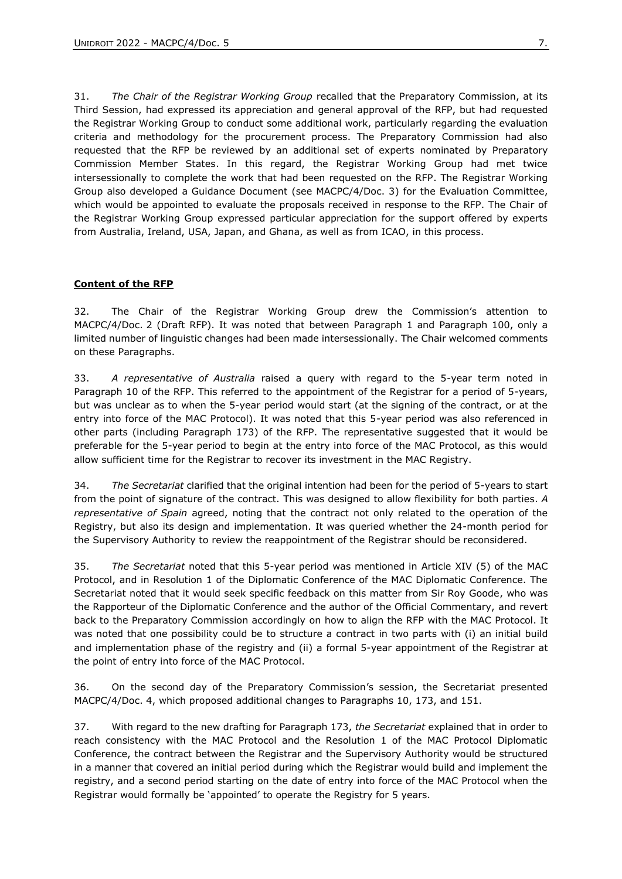31. *The Chair of the Registrar Working Group* recalled that the Preparatory Commission, at its Third Session, had expressed its appreciation and general approval of the RFP, but had requested the Registrar Working Group to conduct some additional work, particularly regarding the evaluation criteria and methodology for the procurement process. The Preparatory Commission had also requested that the RFP be reviewed by an additional set of experts nominated by Preparatory Commission Member States. In this regard, the Registrar Working Group had met twice intersessionally to complete the work that had been requested on the RFP. The Registrar Working Group also developed a Guidance Document (see MACPC/4/Doc. 3) for the Evaluation Committee, which would be appointed to evaluate the proposals received in response to the RFP. The Chair of the Registrar Working Group expressed particular appreciation for the support offered by experts from Australia, Ireland, USA, Japan, and Ghana, as well as from ICAO, in this process.

**Content of the RFP**

32. The Chair of the Registrar Working Group drew the Commission's attention to MACPC/4/Doc. 2 (Draft RFP). It was noted that between Paragraph 1 and Paragraph 100, only a limited number of linguistic changes had been made intersessionally. The Chair welcomed comments on these Paragraphs.

33. *A representative of Australia* raised a query with regard to the 5-year term noted in Paragraph 10 of the RFP. This referred to the appointment of the Registrar for a period of 5-years, but was unclear as to when the 5-year period would start (at the signing of the contract, or at the entry into force of the MAC Protocol). It was noted that this 5-year period was also referenced in other parts (including Paragraph 173) of the RFP. The representative suggested that it would be preferable for the 5-year period to begin at the entry into force of the MAC Protocol, as this would allow sufficient time for the Registrar to recover its investment in the MAC Registry.

34. *The Secretariat* clarified that the original intention had been for the period of 5-years to start from the point of signature of the contract. This was designed to allow flexibility for both parties. *A representative of Spain* agreed, noting that the contract not only related to the operation of the Registry, but also its design and implementation. It was queried whether the 24-month period for the Supervisory Authority to review the reappointment of the Registrar should be reconsidered.

35. *The Secretariat* noted that this 5-year period was mentioned in Article XIV (5) of the MAC Protocol, and in Resolution 1 of the Diplomatic Conference of the MAC Diplomatic Conference. The Secretariat noted that it would seek specific feedback on this matter from Sir Roy Goode, who was the Rapporteur of the Diplomatic Conference and the author of the Official Commentary, and revert back to the Preparatory Commission accordingly on how to align the RFP with the MAC Protocol. It was noted that one possibility could be to structure a contract in two parts with (i) an initial build and implementation phase of the registry and (ii) a formal 5-year appointment of the Registrar at the point of entry into force of the MAC Protocol.

36. On the second day of the Preparatory Commission's session, the Secretariat presented MACPC/4/Doc. 4, which proposed additional changes to Paragraphs 10, 173, and 151.

37. With regard to the new drafting for Paragraph 173, *the Secretariat* explained that in order to reach consistency with the MAC Protocol and the Resolution 1 of the MAC Protocol Diplomatic Conference, the contract between the Registrar and the Supervisory Authority would be structured in a manner that covered an initial period during which the Registrar would build and implement the registry, and a second period starting on the date of entry into force of the MAC Protocol when the Registrar would formally be 'appointed' to operate the Registry for 5 years.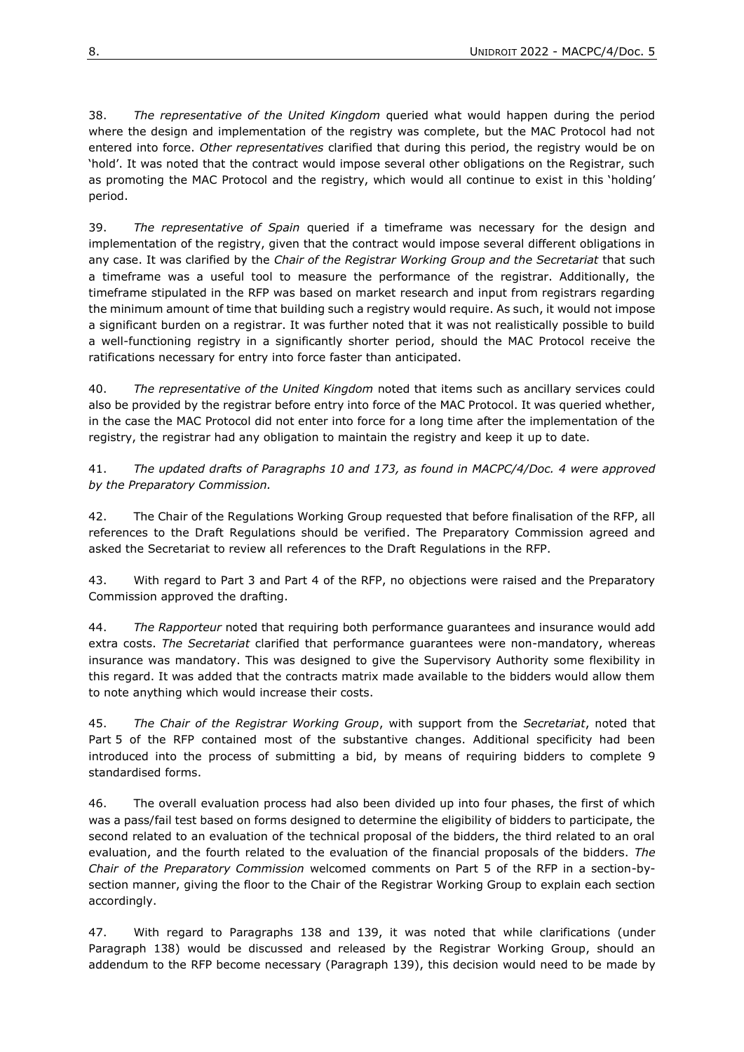38. *The representative of the United Kingdom* queried what would happen during the period where the design and implementation of the registry was complete, but the MAC Protocol had not entered into force. *Other representatives* clarified that during this period, the registry would be on 'hold'. It was noted that the contract would impose several other obligations on the Registrar, such as promoting the MAC Protocol and the registry, which would all continue to exist in this 'holding' period.

39. *The representative of Spain* queried if a timeframe was necessary for the design and implementation of the registry, given that the contract would impose several different obligations in any case. It was clarified by the *Chair of the Registrar Working Group and the Secretariat* that such a timeframe was a useful tool to measure the performance of the registrar. Additionally, the timeframe stipulated in the RFP was based on market research and input from registrars regarding the minimum amount of time that building such a registry would require. As such, it would not impose a significant burden on a registrar. It was further noted that it was not realistically possible to build a well-functioning registry in a significantly shorter period, should the MAC Protocol receive the ratifications necessary for entry into force faster than anticipated.

40. *The representative of the United Kingdom* noted that items such as ancillary services could also be provided by the registrar before entry into force of the MAC Protocol. It was queried whether, in the case the MAC Protocol did not enter into force for a long time after the implementation of the registry, the registrar had any obligation to maintain the registry and keep it up to date.

41. *The updated drafts of Paragraphs 10 and 173, as found in MACPC/4/Doc. 4 were approved by the Preparatory Commission.*

42. The Chair of the Regulations Working Group requested that before finalisation of the RFP, all references to the Draft Regulations should be verified. The Preparatory Commission agreed and asked the Secretariat to review all references to the Draft Regulations in the RFP.

43. With regard to Part 3 and Part 4 of the RFP, no objections were raised and the Preparatory Commission approved the drafting.

44. *The Rapporteur* noted that requiring both performance guarantees and insurance would add extra costs. *The Secretariat* clarified that performance guarantees were non-mandatory, whereas insurance was mandatory. This was designed to give the Supervisory Authority some flexibility in this regard. It was added that the contracts matrix made available to the bidders would allow them to note anything which would increase their costs.

45. *The Chair of the Registrar Working Group*, with support from the *Secretariat*, noted that Part 5 of the RFP contained most of the substantive changes. Additional specificity had been introduced into the process of submitting a bid, by means of requiring bidders to complete 9 standardised forms.

46. The overall evaluation process had also been divided up into four phases, the first of which was a pass/fail test based on forms designed to determine the eligibility of bidders to participate, the second related to an evaluation of the technical proposal of the bidders, the third related to an oral evaluation, and the fourth related to the evaluation of the financial proposals of the bidders. *The Chair of the Preparatory Commission* welcomed comments on Part 5 of the RFP in a section-by-section manner, giving the floor to the Chair of the Registrar Working Group to explain each section accordingly.

47. With regard to Paragraphs 138 and 139, it was noted that while clarifications (under Paragraph 138) would be discussed and released by the Registrar Working Group, should an addendum to the RFP become necessary (Paragraph 139), this decision would need to be made by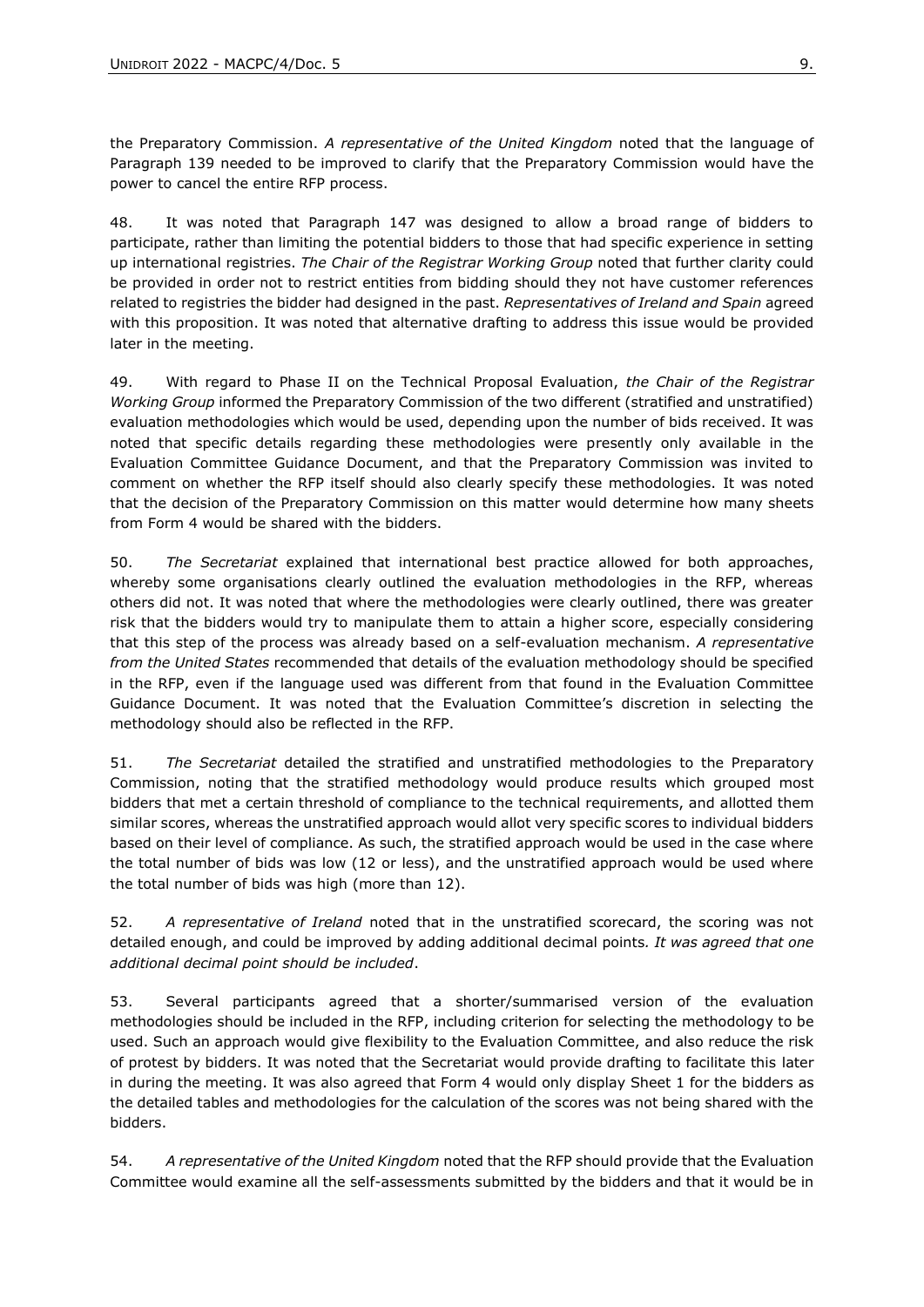the Preparatory Commission. *A representative of the United Kingdom* noted that the language of Paragraph 139 needed to be improved to clarify that the Preparatory Commission would have the power to cancel the entire RFP process.

48. It was noted that Paragraph 147 was designed to allow a broad range of bidders to participate, rather than limiting the potential bidders to those that had specific experience in setting up international registries. *The Chair of the Registrar Working Group* noted that further clarity could be provided in order not to restrict entities from bidding should they not have customer references related to registries the bidder had designed in the past. *Representatives of Ireland and Spain* agreed with this proposition. It was noted that alternative drafting to address this issue would be provided later in the meeting.

49. With regard to Phase II on the Technical Proposal Evaluation, *the Chair of the Registrar Working Group* informed the Preparatory Commission of the two different (stratified and unstratified) evaluation methodologies which would be used, depending upon the number of bids received. It was noted that specific details regarding these methodologies were presently only available in the Evaluation Committee Guidance Document, and that the Preparatory Commission was invited to comment on whether the RFP itself should also clearly specify these methodologies. It was noted that the decision of the Preparatory Commission on this matter would determine how many sheets from Form 4 would be shared with the bidders.

50. *The Secretariat* explained that international best practice allowed for both approaches, whereby some organisations clearly outlined the evaluation methodologies in the RFP, whereas others did not. It was noted that where the methodologies were clearly outlined, there was greater risk that the bidders would try to manipulate them to attain a higher score, especially considering that this step of the process was already based on a self-evaluation mechanism. *A representative from the United States* recommended that details of the evaluation methodology should be specified in the RFP, even if the language used was different from that found in the Evaluation Committee Guidance Document. It was noted that the Evaluation Committee's discretion in selecting the methodology should also be reflected in the RFP.

51. *The Secretariat* detailed the stratified and unstratified methodologies to the Preparatory Commission, noting that the stratified methodology would produce results which grouped most bidders that met a certain threshold of compliance to the technical requirements, and allotted them similar scores, whereas the unstratified approach would allot very specific scores to individual bidders based on their level of compliance. As such, the stratified approach would be used in the case where the total number of bids was low (12 or less), and the unstratified approach would be used where the total number of bids was high (more than 12).

52. *A representative of Ireland* noted that in the unstratified scorecard, the scoring was not detailed enough, and could be improved by adding additional decimal points. *It was agreed that one additional decimal point should be included*.

53. Several participants agreed that a shorter/summarised version of the evaluation methodologies should be included in the RFP, including criterion for selecting the methodology to be used. Such an approach would give flexibility to the Evaluation Committee, and also reduce the risk of protest by bidders. It was noted that the Secretariat would provide drafting to facilitate this later in during the meeting. It was also agreed that Form 4 would only display Sheet 1 for the bidders as the detailed tables and methodologies for the calculation of the scores was not being shared with the bidders.

54. *A representative of the United Kingdom* noted that the RFP should provide that the Evaluation Committee would examine all the self-assessments submitted by the bidders and that it would be in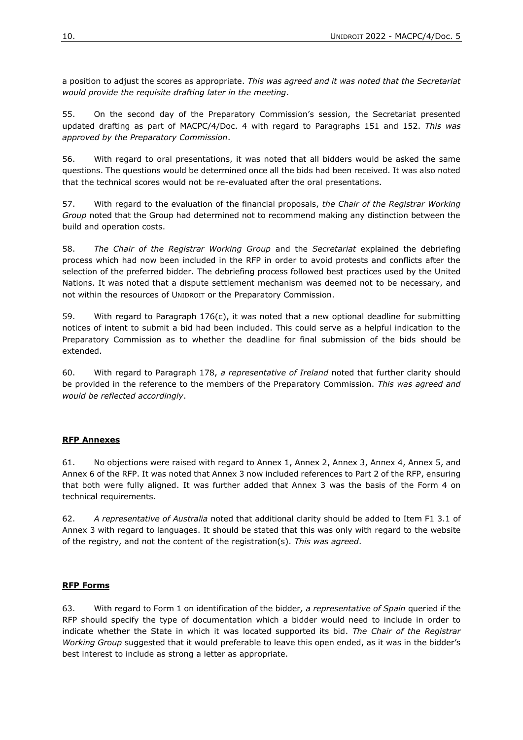a position to adjust the scores as appropriate. *This was agreed and it was noted that the Secretariat would provide the requisite drafting later in the meeting*.

55. On the second day of the Preparatory Commission's session, the Secretariat presented updated drafting as part of MACPC/4/Doc. 4 with regard to Paragraphs 151 and 152. *This was approved by the Preparatory Commission*.

56. With regard to oral presentations, it was noted that all bidders would be asked the same questions. The questions would be determined once all the bids had been received. It was also noted that the technical scores would not be re-evaluated after the oral presentations.

57. With regard to the evaluation of the financial proposals, *the Chair of the Registrar Working Group* noted that the Group had determined not to recommend making any distinction between the build and operation costs.

58. *The Chair of the Registrar Working Group* and the *Secretariat* explained the debriefing process which had now been included in the RFP in order to avoid protests and conflicts after the selection of the preferred bidder. The debriefing process followed best practices used by the United Nations. It was noted that a dispute settlement mechanism was deemed not to be necessary, and not within the resources of UNIDROIT or the Preparatory Commission.

59. With regard to Paragraph 176(c), it was noted that a new optional deadline for submitting notices of intent to submit a bid had been included. This could serve as a helpful indication to the Preparatory Commission as to whether the deadline for final submission of the bids should be extended.

60. With regard to Paragraph 178, *a representative of Ireland* noted that further clarity should be provided in the reference to the members of the Preparatory Commission. *This was agreed and would be reflected accordingly*.

## RFP Annexes

61. No objections were raised with regard to Annex 1, Annex 2, Annex 3, Annex 4, Annex 5, and Annex 6 of the RFP. It was noted that Annex 3 now included references to Part 2 of the RFP, ensuring that both were fully aligned. It was further added that Annex 3 was the basis of the Form 4 on technical requirements.

62. *A representative of Australia* noted that additional clarity should be added to Item F1 3.1 of Annex 3 with regard to languages. It should be stated that this was only with regard to the website of the registry, and not the content of the registration(s). *This was agreed*.

## RFP Forms

63. With regard to Form 1 on identification of the bidder*, a representative of Spain* queried if the RFP should specify the type of documentation which a bidder would need to include in order to indicate whether the State in which it was located supported its bid. *The Chair of the Registrar Working Group* suggested that it would preferable to leave this open ended, as it was in the bidder's best interest to include as strong a letter as appropriate.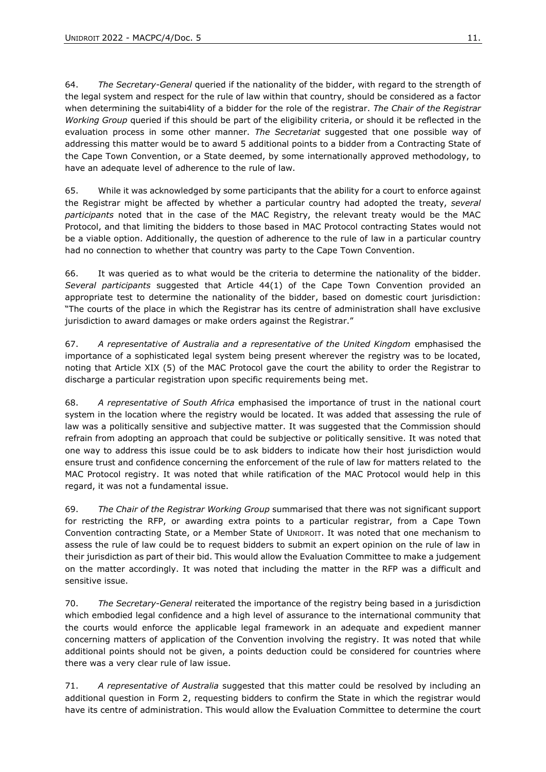64. *The Secretary-General* queried if the nationality of the bidder, with regard to the strength of the legal system and respect for the rule of law within that country, should be considered as a factor when determining the suitabi4lity of a bidder for the role of the registrar. *The Chair of the Registrar Working Group* queried if this should be part of the eligibility criteria, or should it be reflected in the evaluation process in some other manner. *The Secretariat* suggested that one possible way of addressing this matter would be to award 5 additional points to a bidder from a Contracting State of the Cape Town Convention, or a State deemed, by some internationally approved methodology, to have an adequate level of adherence to the rule of law.

65. While it was acknowledged by some participants that the ability for a court to enforce against the Registrar might be affected by whether a particular country had adopted the treaty, *several participants* noted that in the case of the MAC Registry, the relevant treaty would be the MAC Protocol, and that limiting the bidders to those based in MAC Protocol contracting States would not be a viable option. Additionally, the question of adherence to the rule of law in a particular country had no connection to whether that country was party to the Cape Town Convention.

66. It was queried as to what would be the criteria to determine the nationality of the bidder. *Several participants* suggested that Article 44(1) of the Cape Town Convention provided an appropriate test to determine the nationality of the bidder, based on domestic court jurisdiction: "The courts of the place in which the Registrar has its centre of administration shall have exclusive jurisdiction to award damages or make orders against the Registrar."

67. *A representative of Australia and a representative of the United Kingdom* emphasised the importance of a sophisticated legal system being present wherever the registry was to be located, noting that Article XIX (5) of the MAC Protocol gave the court the ability to order the Registrar to discharge a particular registration upon specific requirements being met.

68. *A representative of South Africa* emphasised the importance of trust in the national court system in the location where the registry would be located. It was added that assessing the rule of law was a politically sensitive and subjective matter. It was suggested that the Commission should refrain from adopting an approach that could be subjective or politically sensitive. It was noted that one way to address this issue could be to ask bidders to indicate how their host jurisdiction would ensure trust and confidence concerning the enforcement of the rule of law for matters related to the MAC Protocol registry. It was noted that while ratification of the MAC Protocol would help in this regard, it was not a fundamental issue.

69. *The Chair of the Registrar Working Group* summarised that there was not significant support for restricting the RFP, or awarding extra points to a particular registrar, from a Cape Town Convention contracting State, or a Member State of UNIDROIT. It was noted that one mechanism to assess the rule of law could be to request bidders to submit an expert opinion on the rule of law in their jurisdiction as part of their bid. This would allow the Evaluation Committee to make a judgement on the matter accordingly. It was noted that including the matter in the RFP was a difficult and sensitive issue.

70. *The Secretary-General* reiterated the importance of the registry being based in a jurisdiction which embodied legal confidence and a high level of assurance to the international community that the courts would enforce the applicable legal framework in an adequate and expedient manner concerning matters of application of the Convention involving the registry. It was noted that while additional points should not be given, a points deduction could be considered for countries where there was a very clear rule of law issue.

71. *A representative of Australia* suggested that this matter could be resolved by including an additional question in Form 2, requesting bidders to confirm the State in which the registrar would have its centre of administration. This would allow the Evaluation Committee to determine the court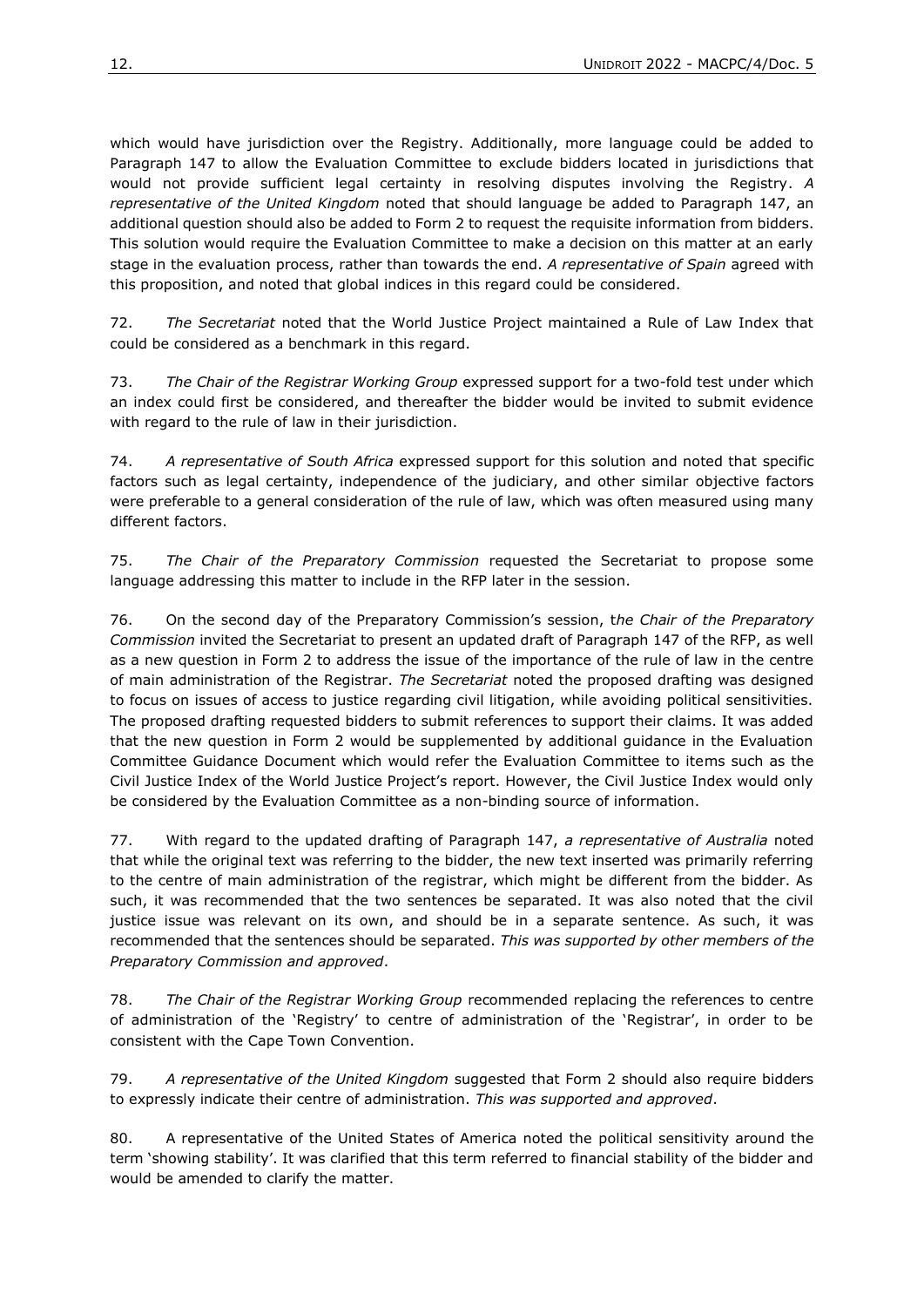which would have jurisdiction over the Registry. Additionally, more language could be added to Paragraph 147 to allow the Evaluation Committee to exclude bidders located in jurisdictions that would not provide sufficient legal certainty in resolving disputes involving the Registry. *A representative of the United Kingdom* noted that should language be added to Paragraph 147, an additional question should also be added to Form 2 to request the requisite information from bidders. This solution would require the Evaluation Committee to make a decision on this matter at an early stage in the evaluation process, rather than towards the end. *A representative of Spain* agreed with this proposition, and noted that global indices in this regard could be considered.

72. *The Secretariat* noted that the World Justice Project maintained a Rule of Law Index that could be considered as a benchmark in this regard.

73. *The Chair of the Registrar Working Group* expressed support for a two-fold test under which an index could first be considered, and thereafter the bidder would be invited to submit evidence with regard to the rule of law in their jurisdiction.

74. *A representative of South Africa* expressed support for this solution and noted that specific factors such as legal certainty, independence of the judiciary, and other similar objective factors were preferable to a general consideration of the rule of law, which was often measured using many different factors.

75. *The Chair of the Preparatory Commission* requested the Secretariat to propose some language addressing this matter to include in the RFP later in the session.

76. On the second day of the Preparatory Commission's session, t*he Chair of the Preparatory Commission* invited the Secretariat to present an updated draft of Paragraph 147 of the RFP, as well as a new question in Form 2 to address the issue of the importance of the rule of law in the centre of main administration of the Registrar. *The Secretariat* noted the proposed drafting was designed to focus on issues of access to justice regarding civil litigation, while avoiding political sensitivities. The proposed drafting requested bidders to submit references to support their claims. It was added that the new question in Form 2 would be supplemented by additional guidance in the Evaluation Committee Guidance Document which would refer the Evaluation Committee to items such as the Civil Justice Index of the World Justice Project's report. However, the Civil Justice Index would only be considered by the Evaluation Committee as a non-binding source of information.

77. With regard to the updated drafting of Paragraph 147, *a representative of Australia* noted that while the original text was referring to the bidder, the new text inserted was primarily referring to the centre of main administration of the registrar, which might be different from the bidder. As such, it was recommended that the two sentences be separated. It was also noted that the civil justice issue was relevant on its own, and should be in a separate sentence. As such, it was recommended that the sentences should be separated. *This was supported by other members of the Preparatory Commission and approved*.

78. *The Chair of the Registrar Working Group* recommended replacing the references to centre of administration of the 'Registry' to centre of administration of the 'Registrar', in order to be consistent with the Cape Town Convention.

79. *A representative of the United Kingdom* suggested that Form 2 should also require bidders to expressly indicate their centre of administration. *This was supported and approved*.

80. A representative of the United States of America noted the political sensitivity around the term 'showing stability'. It was clarified that this term referred to financial stability of the bidder and would be amended to clarify the matter.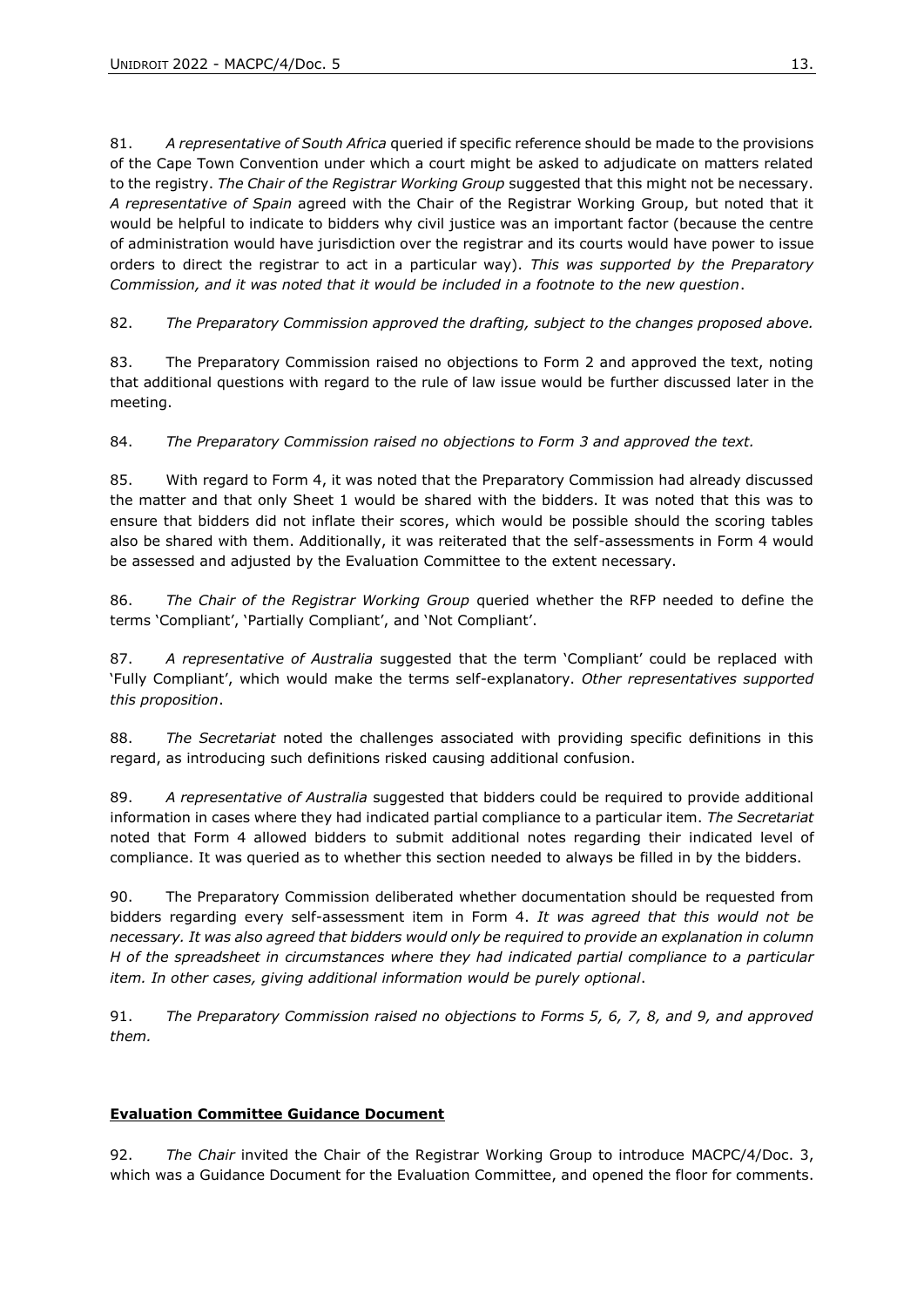81. *A representative of South Africa* queried if specific reference should be made to the provisions of the Cape Town Convention under which a court might be asked to adjudicate on matters related to the registry. *The Chair of the Registrar Working Group* suggested that this might not be necessary. *A representative of Spain* agreed with the Chair of the Registrar Working Group, but noted that it would be helpful to indicate to bidders why civil justice was an important factor (because the centre of administration would have jurisdiction over the registrar and its courts would have power to issue orders to direct the registrar to act in a particular way). *This was supported by the Preparatory Commission, and it was noted that it would be included in a footnote to the new question*.

82. *The Preparatory Commission approved the drafting, subject to the changes proposed above.*

83. The Preparatory Commission raised no objections to Form 2 and approved the text, noting that additional questions with regard to the rule of law issue would be further discussed later in the meeting.

84. *The Preparatory Commission raised no objections to Form 3 and approved the text.*

85. With regard to Form 4, it was noted that the Preparatory Commission had already discussed the matter and that only Sheet 1 would be shared with the bidders. It was noted that this was to ensure that bidders did not inflate their scores, which would be possible should the scoring tables also be shared with them. Additionally, it was reiterated that the self-assessments in Form 4 would be assessed and adjusted by the Evaluation Committee to the extent necessary.

86. *The Chair of the Registrar Working Group* queried whether the RFP needed to define the terms 'Compliant', 'Partially Compliant', and 'Not Compliant'.

87. *A representative of Australia* suggested that the term 'Compliant' could be replaced with 'Fully Compliant', which would make the terms self-explanatory. *Other representatives supported this proposition*.

88. *The Secretariat* noted the challenges associated with providing specific definitions in this regard, as introducing such definitions risked causing additional confusion.

89. *A representative of Australia* suggested that bidders could be required to provide additional information in cases where they had indicated partial compliance to a particular item. *The Secretariat* noted that Form 4 allowed bidders to submit additional notes regarding their indicated level of compliance. It was queried as to whether this section needed to always be filled in by the bidders.

90. The Preparatory Commission deliberated whether documentation should be requested from bidders regarding every self-assessment item in Form 4. *It was agreed that this would not be necessary. It was also agreed that bidders would only be required to provide an explanation in column H of the spreadsheet in circumstances where they had indicated partial compliance to a particular item. In other cases, giving additional information would be purely optional*.

91. *The Preparatory Commission raised no objections to Forms 5, 6, 7, 8, and 9, and approved them.*

## **Evaluation Committee Guidance Document**

92. *The Chair* invited the Chair of the Registrar Working Group to introduce MACPC/4/Doc. 3, which was a Guidance Document for the Evaluation Committee, and opened the floor for comments.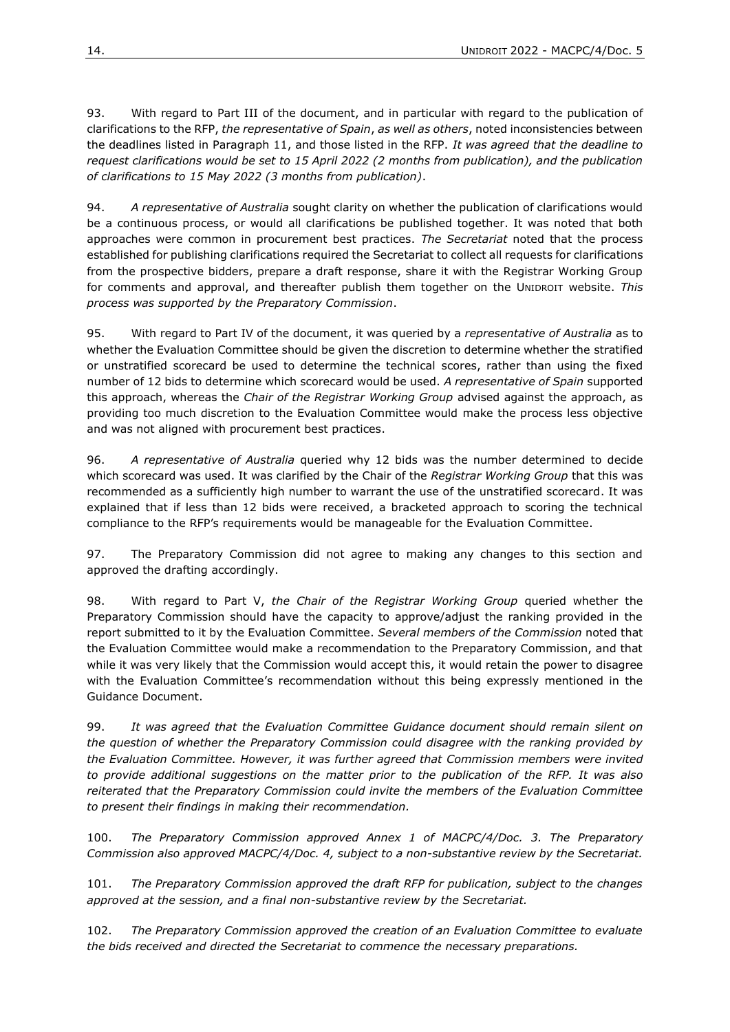93. With regard to Part III of the document, and in particular with regard to the publication of clarifications to the RFP, *the representative of Spain*, *as well as others*, noted inconsistencies between the deadlines listed in Paragraph 11, and those listed in the RFP. *It was agreed that the deadline to request clarifications would be set to 15 April 2022 (2 months from publication), and the publication of clarifications to 15 May 2022 (3 months from publication)*.

94. *A representative of Australia* sought clarity on whether the publication of clarifications would be a continuous process, or would all clarifications be published together. It was noted that both approaches were common in procurement best practices. *The Secretariat* noted that the process established for publishing clarifications required the Secretariat to collect all requests for clarifications from the prospective bidders, prepare a draft response, share it with the Registrar Working Group for comments and approval, and thereafter publish them together on the UNIDROIT website. *This process was supported by the Preparatory Commission*.

95. With regard to Part IV of the document, it was queried by a *representative of Australia* as to whether the Evaluation Committee should be given the discretion to determine whether the stratified or unstratified scorecard be used to determine the technical scores, rather than using the fixed number of 12 bids to determine which scorecard would be used. *A representative of Spain* supported this approach, whereas the *Chair of the Registrar Working Group* advised against the approach, as providing too much discretion to the Evaluation Committee would make the process less objective and was not aligned with procurement best practices.

96. *A representative of Australia* queried why 12 bids was the number determined to decide which scorecard was used. It was clarified by the Chair of the *Registrar Working Group* that this was recommended as a sufficiently high number to warrant the use of the unstratified scorecard. It was explained that if less than 12 bids were received, a bracketed approach to scoring the technical compliance to the RFP's requirements would be manageable for the Evaluation Committee.

97. The Preparatory Commission did not agree to making any changes to this section and approved the drafting accordingly.

98. With regard to Part V, *the Chair of the Registrar Working Group* queried whether the Preparatory Commission should have the capacity to approve/adjust the ranking provided in the report submitted to it by the Evaluation Committee. *Several members of the Commission* noted that the Evaluation Committee would make a recommendation to the Preparatory Commission, and that while it was very likely that the Commission would accept this, it would retain the power to disagree with the Evaluation Committee's recommendation without this being expressly mentioned in the Guidance Document.

99. *It was agreed that the Evaluation Committee Guidance document should remain silent on the question of whether the Preparatory Commission could disagree with the ranking provided by the Evaluation Committee. However, it was further agreed that Commission members were invited to provide additional suggestions on the matter prior to the publication of the RFP. It was also reiterated that the Preparatory Commission could invite the members of the Evaluation Committee to present their findings in making their recommendation.*

100. *The Preparatory Commission approved Annex 1 of MACPC/4/Doc. 3. The Preparatory Commission also approved MACPC/4/Doc. 4, subject to a non-substantive review by the Secretariat.*

101. *The Preparatory Commission approved the draft RFP for publication, subject to the changes approved at the session, and a final non-substantive review by the Secretariat.*

102. *The Preparatory Commission approved the creation of an Evaluation Committee to evaluate the bids received and directed the Secretariat to commence the necessary preparations.*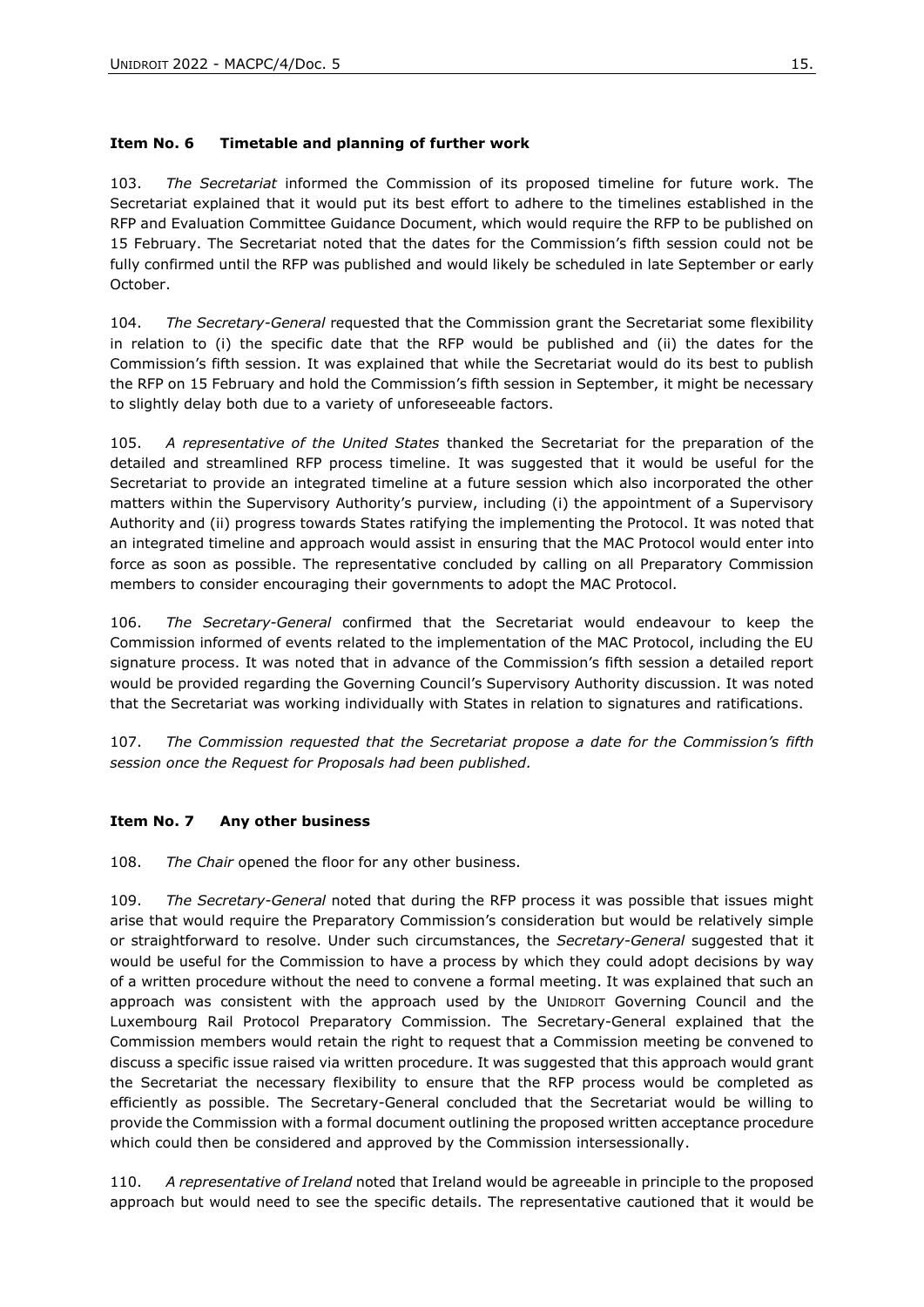**Item No. 6 Timetable and planning of further work**

103. *The Secretariat* informed the Commission of its proposed timeline for future work. The Secretariat explained that it would put its best effort to adhere to the timelines established in the RFP and Evaluation Committee Guidance Document, which would require the RFP to be published on 15 February. The Secretariat noted that the dates for the Commission's fifth session could not be fully confirmed until the RFP was published and would likely be scheduled in late September or early October.

104. *The Secretary-General* requested that the Commission grant the Secretariat some flexibility in relation to (i) the specific date that the RFP would be published and (ii) the dates for the Commission's fifth session. It was explained that while the Secretariat would do its best to publish the RFP on 15 February and hold the Commission's fifth session in September, it might be necessary to slightly delay both due to a variety of unforeseeable factors.

105. *A representative of the United States* thanked the Secretariat for the preparation of the detailed and streamlined RFP process timeline. It was suggested that it would be useful for the Secretariat to provide an integrated timeline at a future session which also incorporated the other matters within the Supervisory Authority's purview, including (i) the appointment of a Supervisory Authority and (ii) progress towards States ratifying the implementing the Protocol. It was noted that an integrated timeline and approach would assist in ensuring that the MAC Protocol would enter into force as soon as possible. The representative concluded by calling on all Preparatory Commission members to consider encouraging their governments to adopt the MAC Protocol.

106. *The Secretary-General* confirmed that the Secretariat would endeavour to keep the Commission informed of events related to the implementation of the MAC Protocol, including the EU signature process. It was noted that in advance of the Commission's fifth session a detailed report would be provided regarding the Governing Council's Supervisory Authority discussion. It was noted that the Secretariat was working individually with States in relation to signatures and ratifications.

107. *The Commission requested that the Secretariat propose a date for the Commission's fifth session once the Request for Proposals had been published.*

**Item No. 7 Any other business**

108. *The Chair* opened the floor for any other business.

109. *The Secretary-General* noted that during the RFP process it was possible that issues might arise that would require the Preparatory Commission's consideration but would be relatively simple or straightforward to resolve. Under such circumstances, the *Secretary-General* suggested that it would be useful for the Commission to have a process by which they could adopt decisions by way of a written procedure without the need to convene a formal meeting. It was explained that such an approach was consistent with the approach used by the UNIDROIT Governing Council and the Luxembourg Rail Protocol Preparatory Commission. The Secretary-General explained that the Commission members would retain the right to request that a Commission meeting be convened to discuss a specific issue raised via written procedure. It was suggested that this approach would grant the Secretariat the necessary flexibility to ensure that the RFP process would be completed as efficiently as possible. The Secretary-General concluded that the Secretariat would be willing to provide the Commission with a formal document outlining the proposed written acceptance procedure which could then be considered and approved by the Commission intersessionally.

110. *A representative of Ireland* noted that Ireland would be agreeable in principle to the proposed approach but would need to see the specific details. The representative cautioned that it would be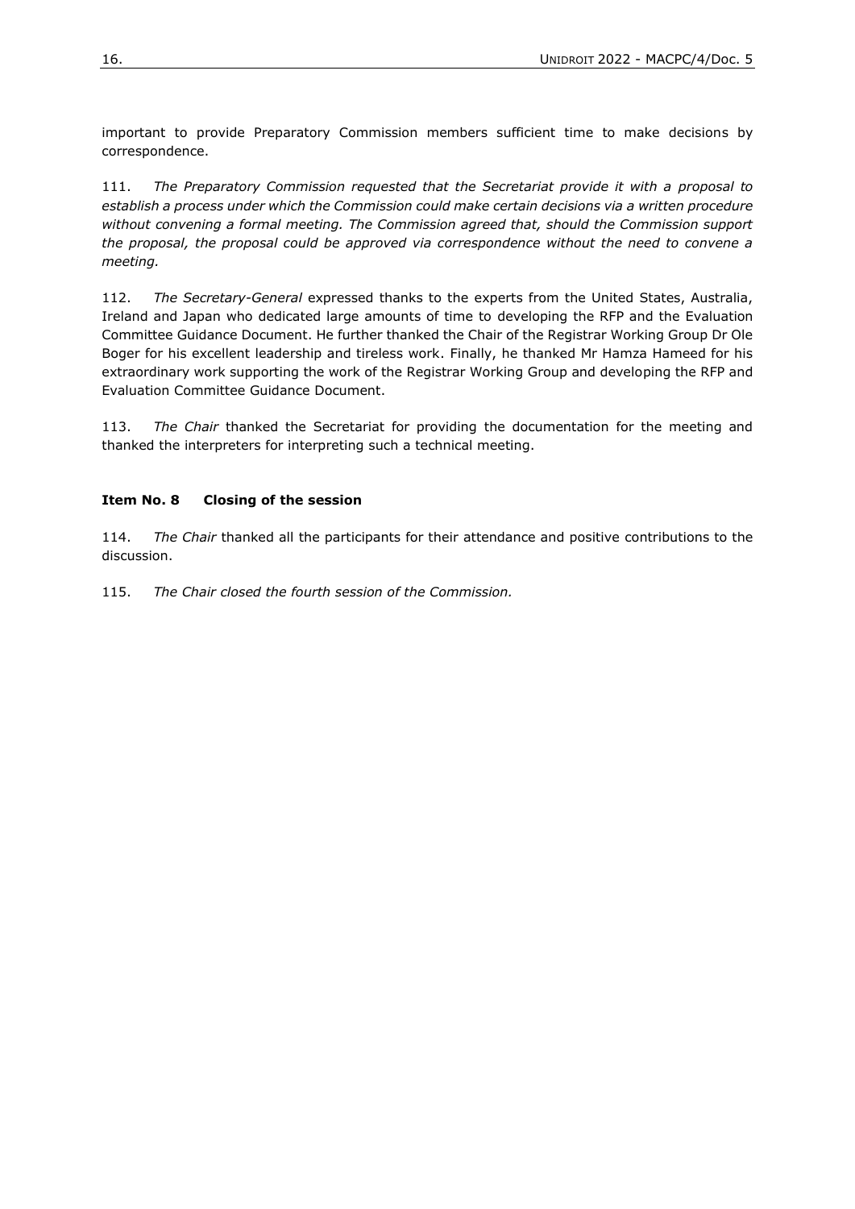important to provide Preparatory Commission members sufficient time to make decisions by correspondence.

111. *The Preparatory Commission requested that the Secretariat provide it with a proposal to establish a process under which the Commission could make certain decisions via a written procedure without convening a formal meeting. The Commission agreed that, should the Commission support the proposal, the proposal could be approved via correspondence without the need to convene a meeting.*

112. *The Secretary-General* expressed thanks to the experts from the United States, Australia, Ireland and Japan who dedicated large amounts of time to developing the RFP and the Evaluation Committee Guidance Document. He further thanked the Chair of the Registrar Working Group Dr Ole Boger for his excellent leadership and tireless work. Finally, he thanked Mr Hamza Hameed for his extraordinary work supporting the work of the Registrar Working Group and developing the RFP and Evaluation Committee Guidance Document.

113. *The Chair* thanked the Secretariat for providing the documentation for the meeting and thanked the interpreters for interpreting such a technical meeting.

**Item No. 8 Closing of the session**

114. *The Chair* thanked all the participants for their attendance and positive contributions to the discussion.

115. *The Chair closed the fourth session of the Commission.*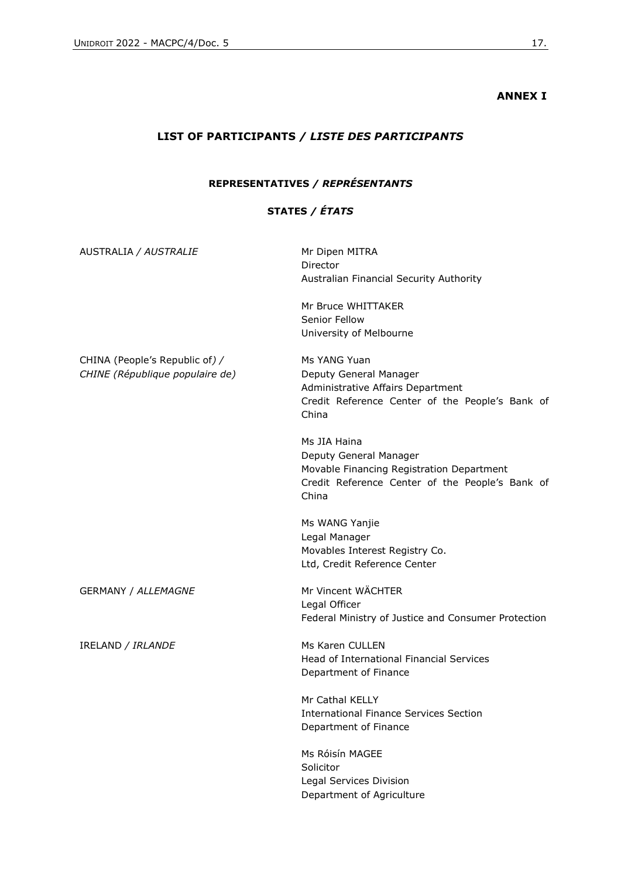**ANNEX I**

## LIST OF PARTICIPANTS / *LISTE DES PARTICIPANTS*

### REPRESENTATIVES / *REPRÉSENTANTS*

### STATES / *ÉTATS*

| | |
|---|---|
| AUSTRALIA / *AUSTRALIE* | Mr Dipen MITRA<br>Director<br>Australian Financial Security Authority |
| | Mr Bruce WHITTAKER<br>Senior Fellow<br>University of Melbourne |
| CHINA (People's Republic of*)* /<br>*CHINE (République populaire de)* | Ms YANG Yuan<br>Deputy General Manager<br>Administrative Affairs Department<br>Credit Reference Center of the People's Bank of China |
| | Ms JIA Haina<br>Deputy General Manager<br>Movable Financing Registration Department<br>Credit Reference Center of the People's Bank of China |
| | Ms WANG Yanjie<br>Legal Manager<br>Movables Interest Registry Co.<br>Ltd, Credit Reference Center |
| GERMANY / *ALLEMAGNE* | Mr Vincent WÄCHTER<br>Legal Officer<br>Federal Ministry of Justice and Consumer Protection |
| IRELAND / *IRLANDE* | Ms Karen CULLEN<br>Head of International Financial Services<br>Department of Finance |
| | Mr Cathal KELLY<br>International Finance Services Section<br>Department of Finance |
| | Ms Róisín MAGEE<br>Solicitor<br>Legal Services Division<br>Department of Agriculture |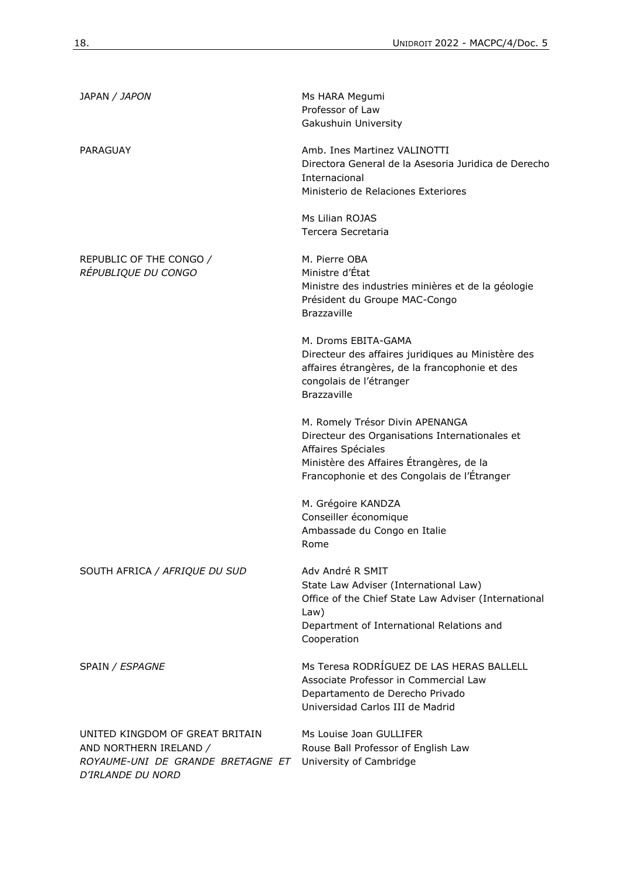| | |
|---|---|
| JAPAN / *JAPON* | Ms HARA Megumi<br>Professor of Law<br>Gakushuin University |
| PARAGUAY | Amb. Ines Martinez VALINOTTI<br>Directora General de la Asesoria Juridica de Derecho Internacional<br>Ministerio de Relaciones Exteriores<br><br>Ms Lilian ROJAS<br>Tercera Secretaria |
| REPUBLIC OF THE CONGO / *RÉPUBLIQUE DU CONGO* | M. Pierre OBA<br>Ministre d'État<br>Ministre des industries minières et de la géologie<br>Président du Groupe MAC-Congo<br>Brazzaville<br><br>M. Droms EBITA-GAMA<br>Directeur des affaires juridiques au Ministère des affaires étrangères, de la francophonie et des congolais de l'étranger<br>Brazzaville<br><br>M. Romely Trésor Divin APENANGA<br>Directeur des Organisations Internationales et Affaires Spéciales<br>Ministère des Affaires Étrangères, de la Francophonie et des Congolais de l'Étranger<br><br>M. Grégoire KANDZA<br>Conseiller économique<br>Ambassade du Congo en Italie<br>Rome |
| SOUTH AFRICA / *AFRIQUE DU SUD* | Adv André R SMIT<br>State Law Adviser (International Law)<br>Office of the Chief State Law Adviser (International Law)<br>Department of International Relations and Cooperation |
| SPAIN / *ESPAGNE* | Ms Teresa RODRÍGUEZ DE LAS HERAS BALLELL<br>Associate Professor in Commercial Law<br>Departamento de Derecho Privado<br>Universidad Carlos III de Madrid |
| UNITED KINGDOM OF GREAT BRITAIN AND NORTHERN IRELAND / *ROYAUME-UNI DE GRANDE BRETAGNE ET D'IRLANDE DU NORD* | Ms Louise Joan GULLIFER<br>Rouse Ball Professor of English Law<br>University of Cambridge |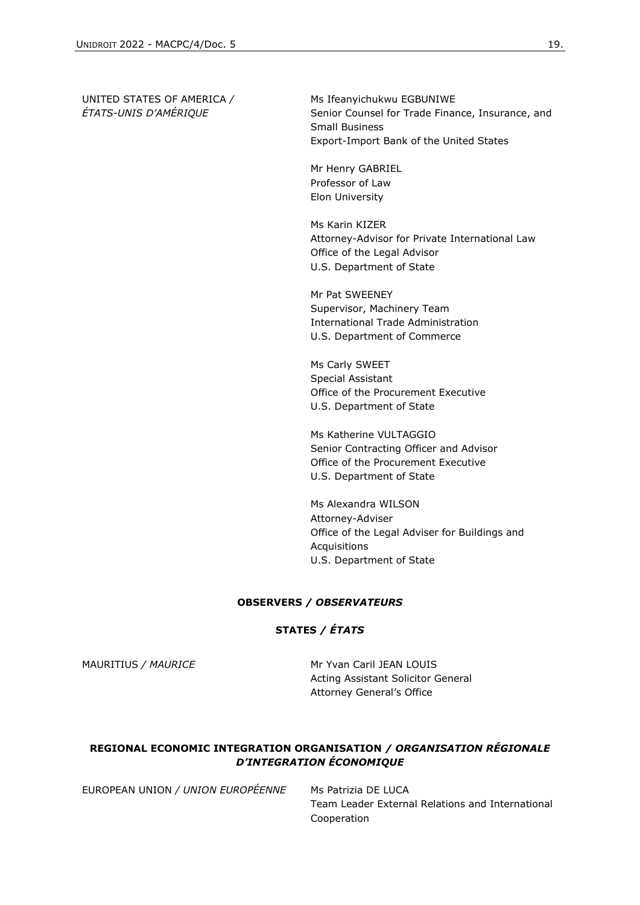UNITED STATES OF AMERICA / *ÉTATS-UNIS D'AMÉRIQUE*

Ms Ifeanyichukwu EGBUNIWE
Senior Counsel for Trade Finance, Insurance, and Small Business
Export-Import Bank of the United States

Mr Henry GABRIEL
Professor of Law
Elon University

Ms Karin KIZER
Attorney-Advisor for Private International Law
Office of the Legal Advisor
U.S. Department of State

Mr Pat SWEENEY
Supervisor, Machinery Team
International Trade Administration
U.S. Department of Commerce

Ms Carly SWEET
Special Assistant
Office of the Procurement Executive
U.S. Department of State

Ms Katherine VULTAGGIO
Senior Contracting Officer and Advisor
Office of the Procurement Executive
U.S. Department of State

Ms Alexandra WILSON
Attorney-Adviser
Office of the Legal Adviser for Buildings and Acquisitions
U.S. Department of State

**OBSERVERS / *OBSERVATEURS***

**STATES / *ÉTATS***

MAURITIUS / *MAURICE*

Mr Yvan Caril JEAN LOUIS
Acting Assistant Solicitor General
Attorney General's Office

**REGIONAL ECONOMIC INTEGRATION ORGANISATION / *ORGANISATION RÉGIONALE D'INTEGRATION ÉCONOMIQUE***

EUROPEAN UNION / *UNION EUROPÉENNE*

Ms Patrizia DE LUCA
Team Leader External Relations and International Cooperation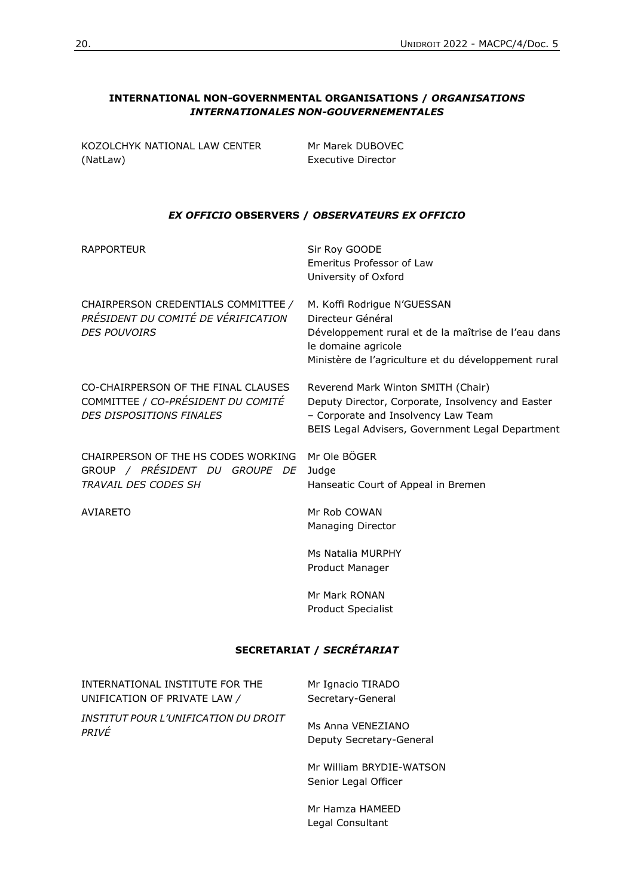## **INTERNATIONAL NON-GOVERNMENTAL ORGANISATIONS / *ORGANISATIONS INTERNATIONALES NON-GOUVERNEMENTALES***

| | |
|---|---|
| KOZOLCHYK NATIONAL LAW CENTER (NatLaw) | Mr Marek DUBOVEC<br>Executive Director |

## ***EX OFFICIO* OBSERVERS / *OBSERVATEURS EX OFFICIO***

| | |
|---|---|
| RAPPORTEUR | Sir Roy GOODE<br>Emeritus Professor of Law<br>University of Oxford |
| CHAIRPERSON CREDENTIALS COMMITTEE / *PRÉSIDENT DU COMITÉ DE VÉRIFICATION DES POUVOIRS* | M. Koffi Rodrigue N'GUESSAN<br>Directeur Général<br>Développement rural et de la maîtrise de l'eau dans le domaine agricole<br>Ministère de l'agriculture et du développement rural |
| CO-CHAIRPERSON OF THE FINAL CLAUSES COMMITTEE / *CO-PRÉSIDENT DU COMITÉ DES DISPOSITIONS FINALES* | Reverend Mark Winton SMITH (Chair)<br>Deputy Director, Corporate, Insolvency and Easter – Corporate and Insolvency Law Team<br>BEIS Legal Advisers, Government Legal Department |
| CHAIRPERSON OF THE HS CODES WORKING GROUP / *PRÉSIDENT DU GROUPE DE TRAVAIL DES CODES SH* | Mr Ole BÖGER<br>Judge<br>Hanseatic Court of Appeal in Bremen |
| AVIARETO | Mr Rob COWAN<br>Managing Director<br><br>Ms Natalia MURPHY<br>Product Manager<br><br>Mr Mark RONAN<br>Product Specialist |

## **SECRETARIAT / *SECRÉTARIAT***

| | |
|---|---|
| INTERNATIONAL INSTITUTE FOR THE UNIFICATION OF PRIVATE LAW / *INSTITUT POUR L'UNIFICATION DU DROIT PRIVÉ* | Mr Ignacio TIRADO<br>Secretary-General<br><br>Ms Anna VENEZIANO<br>Deputy Secretary-General<br><br>Mr William BRYDIE-WATSON<br>Senior Legal Officer<br><br>Mr Hamza HAMEED<br>Legal Consultant |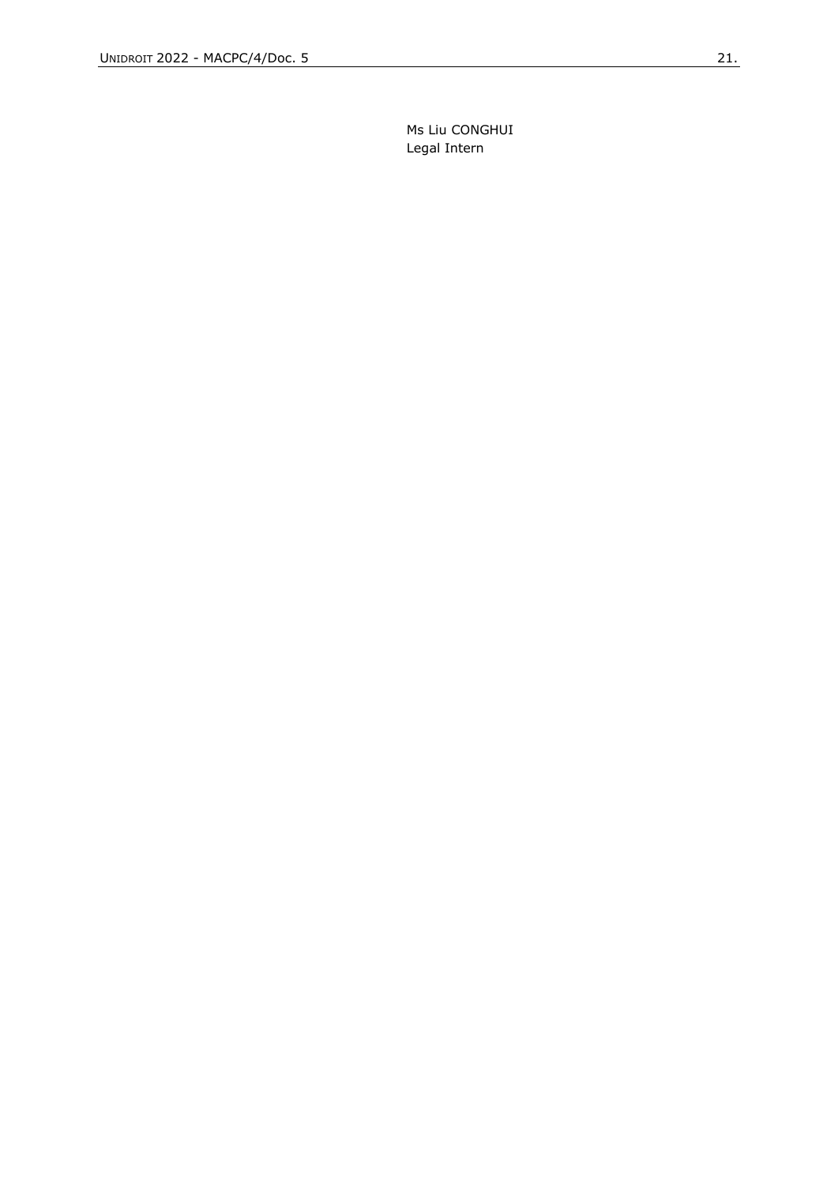Ms Liu CONGHUI
Legal Intern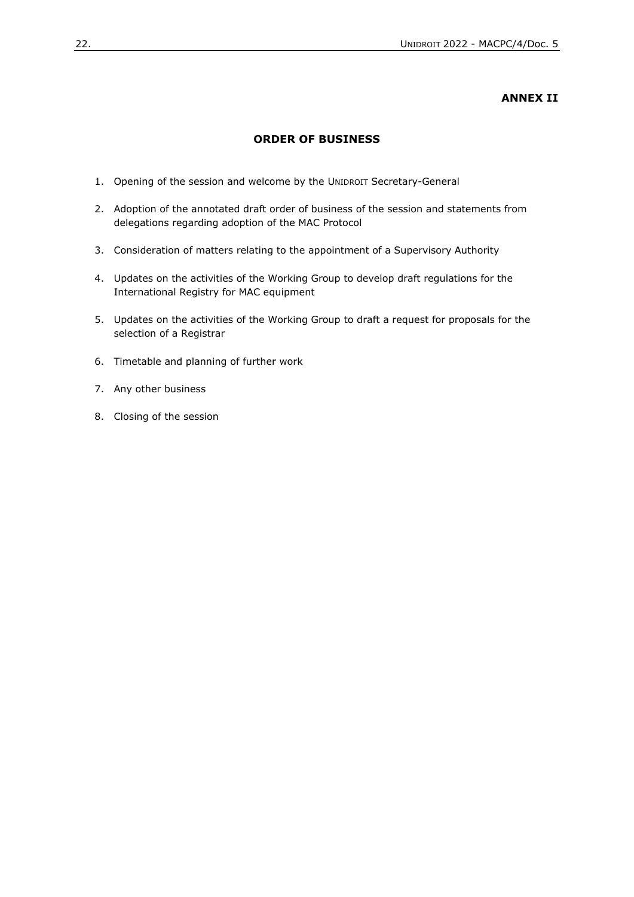**ANNEX II**

## ORDER OF BUSINESS

1. Opening of the session and welcome by the UNIDROIT Secretary-General
2. Adoption of the annotated draft order of business of the session and statements from delegations regarding adoption of the MAC Protocol
3. Consideration of matters relating to the appointment of a Supervisory Authority
4. Updates on the activities of the Working Group to develop draft regulations for the International Registry for MAC equipment
5. Updates on the activities of the Working Group to draft a request for proposals for the selection of a Registrar
6. Timetable and planning of further work
7. Any other business
8. Closing of the session